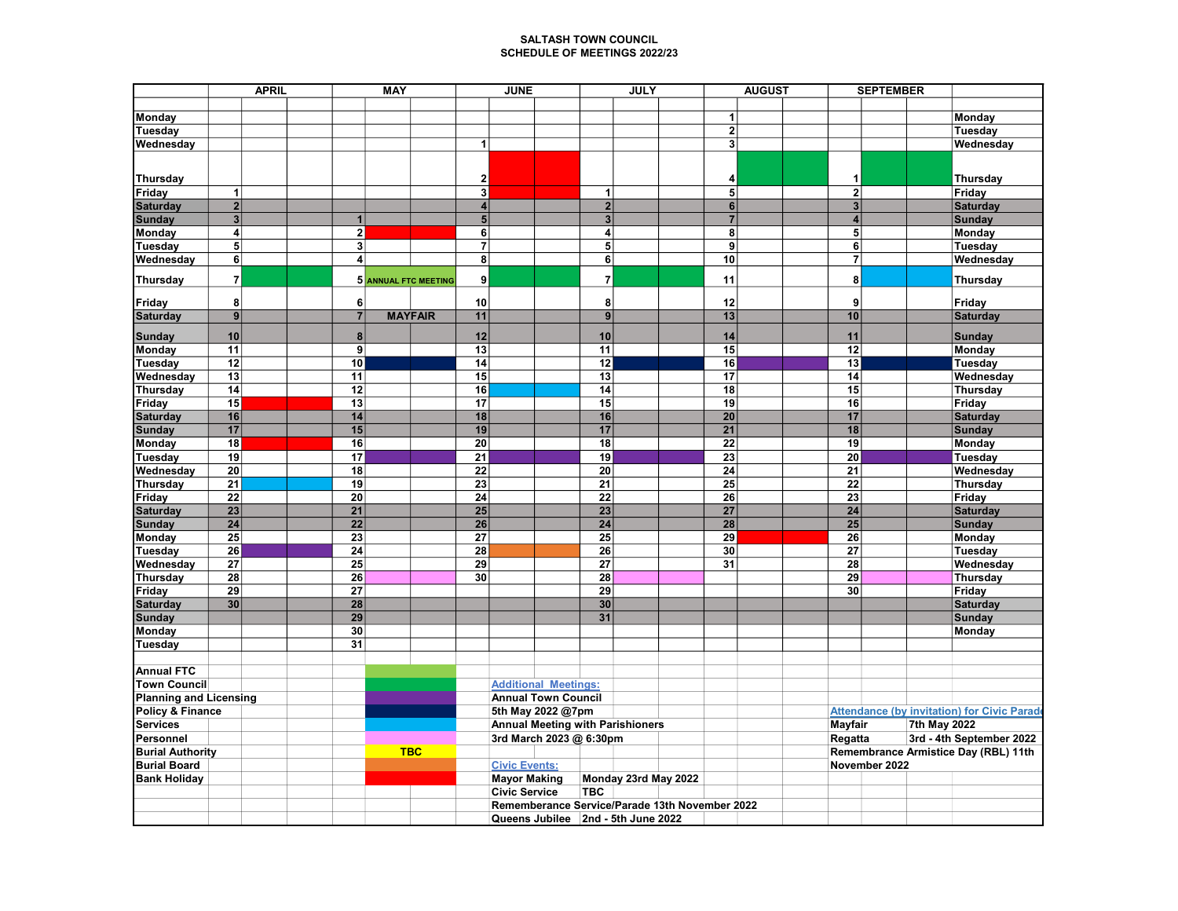# SALTASH TOWN COUNCIL
## SCHEDULE OF MEETINGS 2022/23

| | APRIL | MAY | JUNE | JULY | AUGUST | SEPTEMBER | |
|---|---|---|---|---|---|---|---|
| Monday | | | | | 1 | | Monday |
| Tuesday | | | | | 2 | | Tuesday |
| Wednesday | | | 1 | | 3 | | Wednesday |
| Thursday | | | 2 | | 4 | 1 | Thursday |
| Friday | 1 | | 3 | 1 | 5 | 2 | Friday |
| Saturday | 2 | | 4 | 2 | 6 | 3 | Saturday |
| Sunday | 3 | 1 | 5 | 3 | 7 | 4 | Sunday |
| Monday | 4 | 2 | 6 | 4 | 8 | 5 | Monday |
| Tuesday | 5 | 3 | 7 | 5 | 9 | 6 | Tuesday |
| Wednesday | 6 | 4 | 8 | 6 | 10 | 7 | Wednesday |
| Thursday | 7 | 5 ANNUAL FTC MEETING | 9 | 7 | 11 | 8 | Thursday |
| Friday | 8 | 6 | 10 | 8 | 12 | 9 | Friday |
| Saturday | 9 | 7 MAYFAIR | 11 | 9 | 13 | 10 | Saturday |
| Sunday | 10 | 8 | 12 | 10 | 14 | 11 | Sunday |
| Monday | 11 | 9 | 13 | 11 | 15 | 12 | Monday |
| Tuesday | 12 | 10 | 14 | 12 | 16 | 13 | Tuesday |
| Wednesday | 13 | 11 | 15 | 13 | 17 | 14 | Wednesday |
| Thursday | 14 | 12 | 16 | 14 | 18 | 15 | Thursday |
| Friday | 15 | 13 | 17 | 15 | 19 | 16 | Friday |
| Saturday | 16 | 14 | 18 | 16 | 20 | 17 | Saturday |
| Sunday | 17 | 15 | 19 | 17 | 21 | 18 | Sunday |
| Monday | 18 | 16 | 20 | 18 | 22 | 19 | Monday |
| Tuesday | 19 | 17 | 21 | 19 | 23 | 20 | Tuesday |
| Wednesday | 20 | 18 | 22 | 20 | 24 | 21 | Wednesday |
| Thursday | 21 | 19 | 23 | 21 | 25 | 22 | Thursday |
| Friday | 22 | 20 | 24 | 22 | 26 | 23 | Friday |
| Saturday | 23 | 21 | 25 | 23 | 27 | 24 | Saturday |
| Sunday | 24 | 22 | 26 | 24 | 28 | 25 | Sunday |
| Monday | 25 | 23 | 27 | 25 | 29 | 26 | Monday |
| Tuesday | 26 | 24 | 28 | 26 | 30 | 27 | Tuesday |
| Wednesday | 27 | 25 | 29 | 27 | 31 | 28 | Wednesday |
| Thursday | 28 | 26 | 30 | 28 | | 29 | Thursday |
| Friday | 29 | 27 | | 29 | | 30 | Friday |
| Saturday | 30 | 28 | | 30 | | | Saturday |
| Sunday | | 29 | | 31 | | | Sunday |
| Monday | | 30 | | | | | Monday |
| Tuesday | | 31 | | | | | |

**Key:**

- Annual FTC
- Town Council
- Planning and Licensing
- Policy & Finance
- Services
- Personnel
- Burial Authority – TBC
- Burial Board
- Bank Holiday

**Additional Meetings:**

Annual Town Council
5th May 2022 @7pm
Annual Meeting with Parishioners
3rd March 2023 @ 6:30pm

**Civic Events:**

| | |
|---|---|
| Mayor Making | Monday 23rd May 2022 |
| Civic Service | TBC |
| Rememberance Service/Parade 13th November 2022 | |
| Queens Jubilee | 2nd - 5th June 2022 |

**Attendance (by invitation) for Civic Parade**

| | |
|---|---|
| Mayfair | 7th May 2022 |
| Regatta | 3rd - 4th September 2022 |

Remembrance Armistice Day (RBL) 11th November 2022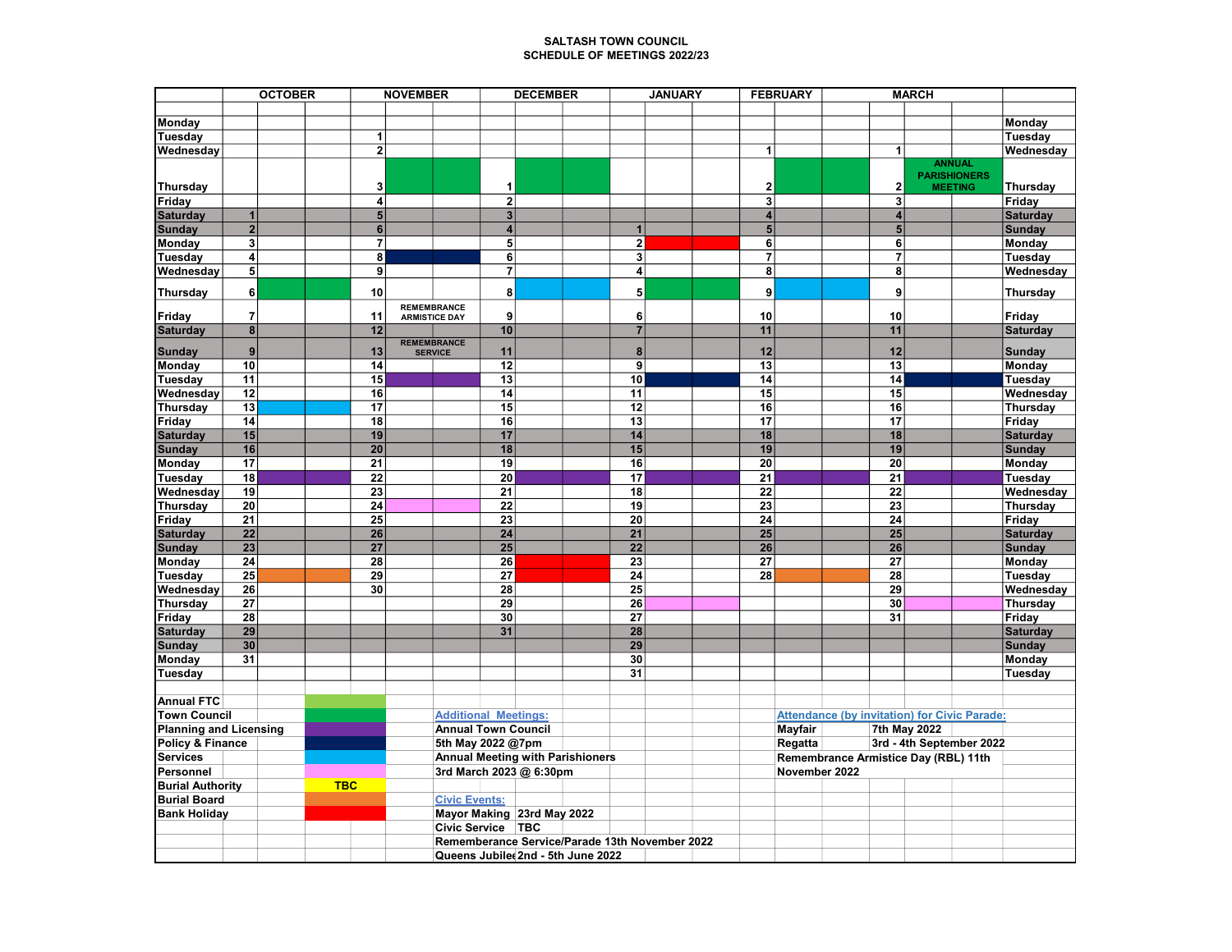# SALTASH TOWN COUNCIL
## SCHEDULE OF MEETINGS 2022/23

| | OCTOBER | | NOVEMBER | | DECEMBER | | JANUARY | | FEBRUARY | | MARCH | | |
|---|---|---|---|---|---|---|---|---|---|---|---|---|---|
| Monday | | | | | | | | | | | | | Monday |
| Tuesday | | | 1 | | | | | | | | | | Tuesday |
| Wednesday | | | 2 | | | | | | 1 | | 1 | | Wednesday |
| Thursday | | | 3 | | 1 | | | | 2 | | 2 | ANNUAL PARISHIONERS MEETING | Thursday |
| Friday | | | 4 | | 2 | | | | 3 | | 3 | | Friday |
| Saturday | 1 | | 5 | | 3 | | | | 4 | | 4 | | Saturday |
| Sunday | 2 | | 6 | | 4 | | 1 | | 5 | | 5 | | Sunday |
| Monday | 3 | | 7 | | 5 | | 2 | | 6 | | 6 | | Monday |
| Tuesday | 4 | | 8 | | 6 | | 3 | | 7 | | 7 | | Tuesday |
| Wednesday | 5 | | 9 | | 7 | | 4 | | 8 | | 8 | | Wednesday |
| Thursday | 6 | | 10 | | 8 | | 5 | | 9 | | 9 | | Thursday |
| Friday | 7 | | 11 | REMEMBRANCE ARMISTICE DAY | 9 | | 6 | | 10 | | 10 | | Friday |
| Saturday | 8 | | 12 | | 10 | | 7 | | 11 | | 11 | | Saturday |
| Sunday | 9 | | 13 | REMEMBRANCE SERVICE | 11 | | 8 | | 12 | | 12 | | Sunday |
| Monday | 10 | | 14 | | 12 | | 9 | | 13 | | 13 | | Monday |
| Tuesday | 11 | | 15 | | 13 | | 10 | | 14 | | 14 | | Tuesday |
| Wednesday | 12 | | 16 | | 14 | | 11 | | 15 | | 15 | | Wednesday |
| Thursday | 13 | | 17 | | 15 | | 12 | | 16 | | 16 | | Thursday |
| Friday | 14 | | 18 | | 16 | | 13 | | 17 | | 17 | | Friday |
| Saturday | 15 | | 19 | | 17 | | 14 | | 18 | | 18 | | Saturday |
| Sunday | 16 | | 20 | | 18 | | 15 | | 19 | | 19 | | Sunday |
| Monday | 17 | | 21 | | 19 | | 16 | | 20 | | 20 | | Monday |
| Tuesday | 18 | | 22 | | 20 | | 17 | | 21 | | 21 | | Tuesday |
| Wednesday | 19 | | 23 | | 21 | | 18 | | 22 | | 22 | | Wednesday |
| Thursday | 20 | | 24 | | 22 | | 19 | | 23 | | 23 | | Thursday |
| Friday | 21 | | 25 | | 23 | | 20 | | 24 | | 24 | | Friday |
| Saturday | 22 | | 26 | | 24 | | 21 | | 25 | | 25 | | Saturday |
| Sunday | 23 | | 27 | | 25 | | 22 | | 26 | | 26 | | Sunday |
| Monday | 24 | | 28 | | 26 | | 23 | | 27 | | 27 | | Monday |
| Tuesday | 25 | | 29 | | 27 | | 24 | | 28 | | 28 | | Tuesday |
| Wednesday | 26 | | 30 | | 28 | | 25 | | | | 29 | | Wednesday |
| Thursday | 27 | | | | 29 | | 26 | | | | 30 | | Thursday |
| Friday | 28 | | | | 30 | | 27 | | | | 31 | | Friday |
| Saturday | 29 | | | | 31 | | 28 | | | | | | Saturday |
| Sunday | 30 | | | | | | 29 | | | | | | Sunday |
| Monday | 31 | | | | | | 30 | | | | | | Monday |
| Tuesday | | | | | | | 31 | | | | | | Tuesday |

**Key:**

- Annual FTC
- Town Council
- Planning and Licensing
- Policy & Finance
- Services
- Personnel
- Burial Authority — TBC
- Burial Board
- Bank Holiday

**Additional Meetings:**

Annual Town Council
5th May 2022 @7pm
Annual Meeting with Parishioners
3rd March 2023 @ 6:30pm

**Civic Events:**

| | |
|---|---|
| Mayor Making | 23rd May 2022 |
| Civic Service | TBC |
| Rememberance Service/Parade 13th November 2022 | |
| Queens Jubilee | 2nd - 5th June 2022 |

**Attendance (by invitation) for Civic Parade:**

| | |
|---|---|
| Mayfair | 7th May 2022 |
| Regatta | 3rd - 4th September 2022 |
| Remembrance Armistice Day (RBL) 11th November 2022 | |